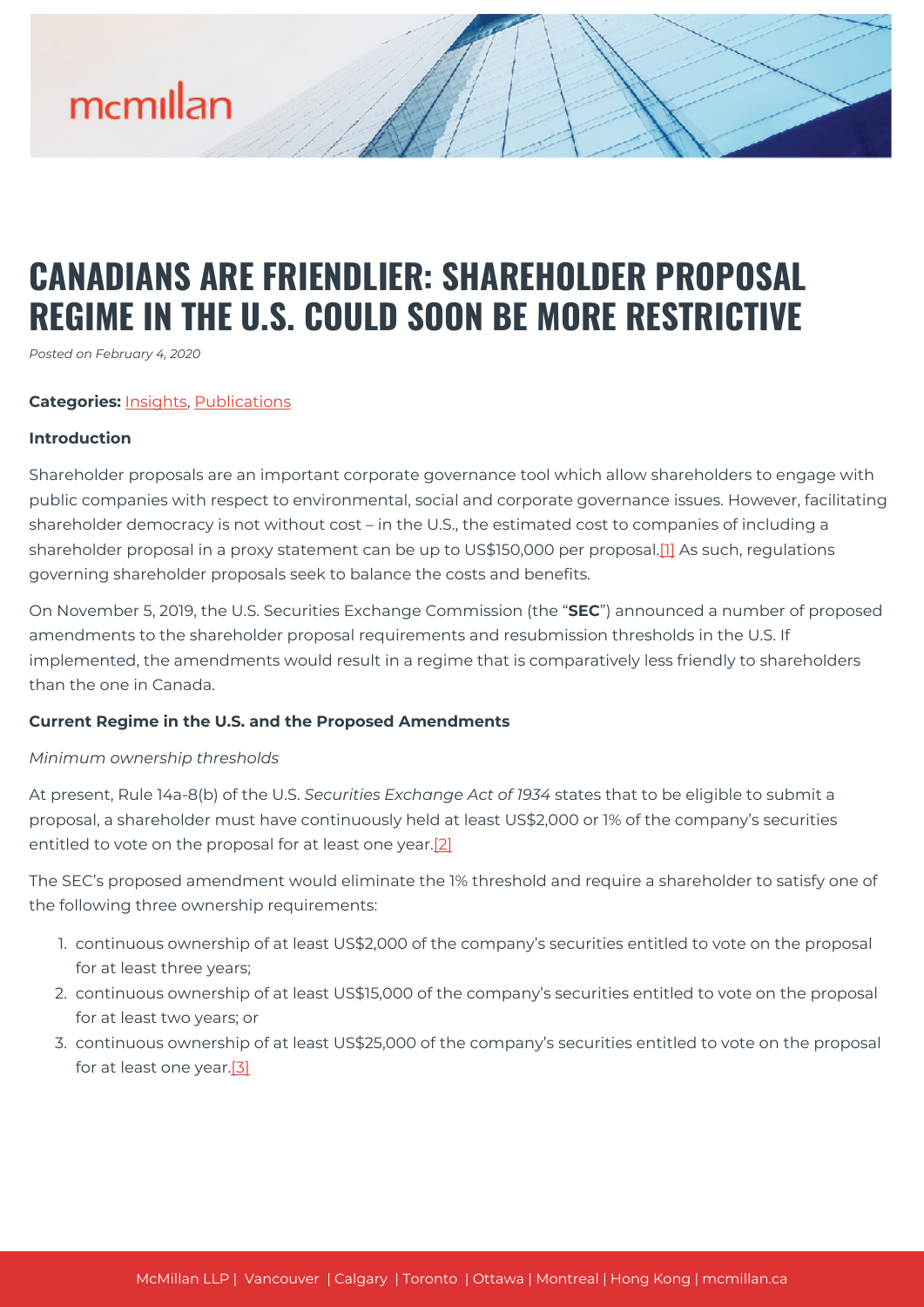# CANADIANS ARE FRIENDLIER: SHAREHOLDER PROPOSAL REGIME IN THE U.S. COULD SOON BE MORE RESTRICTIVE

*Posted on February 4, 2020*

**Categories:** Insights, Publications

**Introduction**

Shareholder proposals are an important corporate governance tool which allow shareholders to engage with public companies with respect to environmental, social and corporate governance issues. However, facilitating shareholder democracy is not without cost – in the U.S., the estimated cost to companies of including a shareholder proposal in a proxy statement can be up to US$150,000 per proposal.[1] As such, regulations governing shareholder proposals seek to balance the costs and benefits.

On November 5, 2019, the U.S. Securities Exchange Commission (the "**SEC**") announced a number of proposed amendments to the shareholder proposal requirements and resubmission thresholds in the U.S. If implemented, the amendments would result in a regime that is comparatively less friendly to shareholders than the one in Canada.

**Current Regime in the U.S. and the Proposed Amendments**

*Minimum ownership thresholds*

At present, Rule 14a-8(b) of the U.S. *Securities Exchange Act of 1934* states that to be eligible to submit a proposal, a shareholder must have continuously held at least US$2,000 or 1% of the company's securities entitled to vote on the proposal for at least one year.[2]

The SEC's proposed amendment would eliminate the 1% threshold and require a shareholder to satisfy one of the following three ownership requirements:

1. continuous ownership of at least US$2,000 of the company's securities entitled to vote on the proposal for at least three years;
2. continuous ownership of at least US$15,000 of the company's securities entitled to vote on the proposal for at least two years; or
3. continuous ownership of at least US$25,000 of the company's securities entitled to vote on the proposal for at least one year.[3]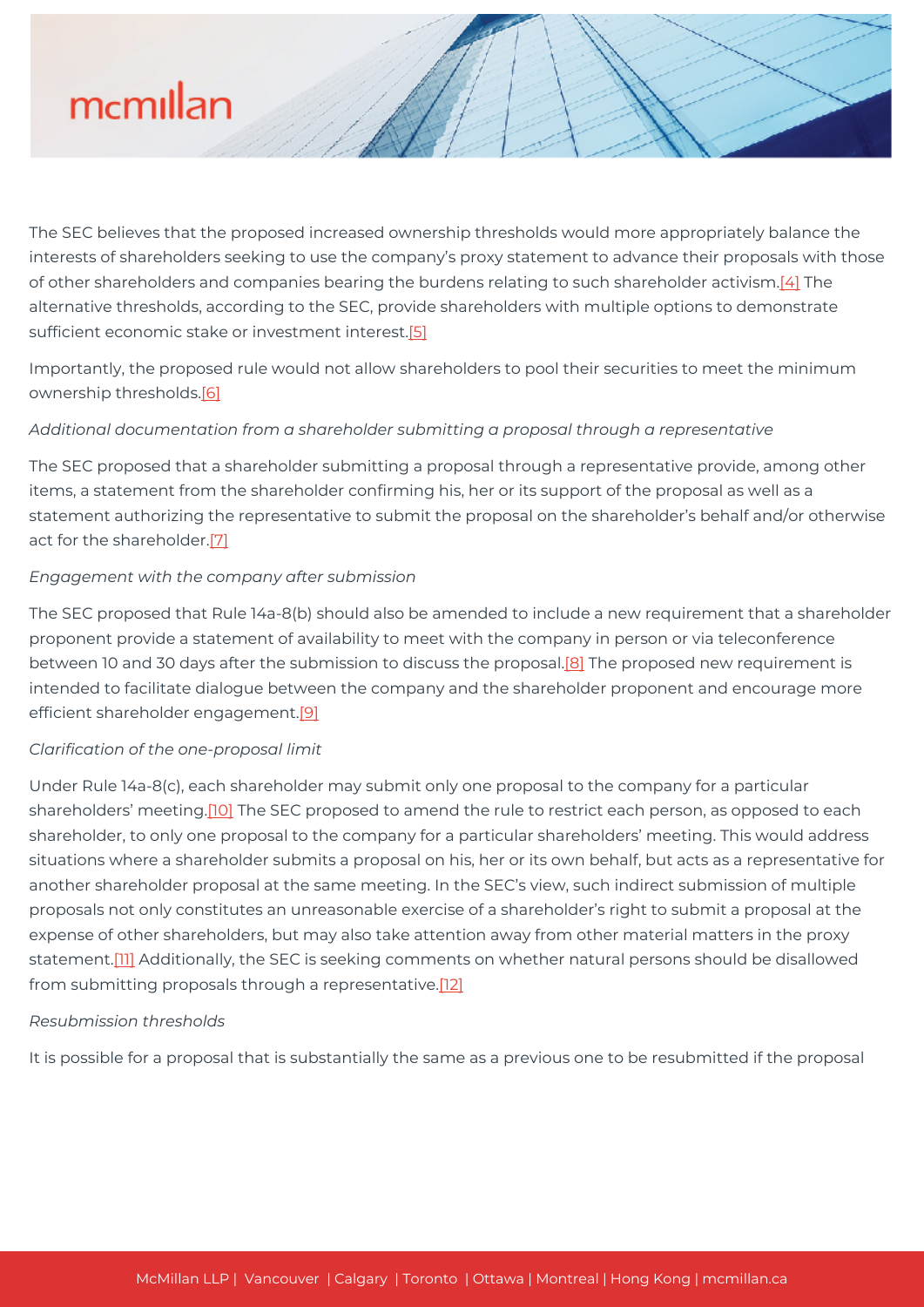The SEC believes that the proposed increased ownership thresholds would more appropriately balance the interests of shareholders seeking to use the company's proxy statement to advance their proposals with those of other shareholders and companies bearing the burdens relating to such shareholder activism.[4] The alternative thresholds, according to the SEC, provide shareholders with multiple options to demonstrate sufficient economic stake or investment interest.[5]

Importantly, the proposed rule would not allow shareholders to pool their securities to meet the minimum ownership thresholds.[6]

*Additional documentation from a shareholder submitting a proposal through a representative*

The SEC proposed that a shareholder submitting a proposal through a representative provide, among other items, a statement from the shareholder confirming his, her or its support of the proposal as well as a statement authorizing the representative to submit the proposal on the shareholder's behalf and/or otherwise act for the shareholder.[7]

*Engagement with the company after submission*

The SEC proposed that Rule 14a-8(b) should also be amended to include a new requirement that a shareholder proponent provide a statement of availability to meet with the company in person or via teleconference between 10 and 30 days after the submission to discuss the proposal.[8] The proposed new requirement is intended to facilitate dialogue between the company and the shareholder proponent and encourage more efficient shareholder engagement.[9]

*Clarification of the one-proposal limit*

Under Rule 14a-8(c), each shareholder may submit only one proposal to the company for a particular shareholders' meeting.[10] The SEC proposed to amend the rule to restrict each person, as opposed to each shareholder, to only one proposal to the company for a particular shareholders' meeting. This would address situations where a shareholder submits a proposal on his, her or its own behalf, but acts as a representative for another shareholder proposal at the same meeting. In the SEC's view, such indirect submission of multiple proposals not only constitutes an unreasonable exercise of a shareholder's right to submit a proposal at the expense of other shareholders, but may also take attention away from other material matters in the proxy statement.[11] Additionally, the SEC is seeking comments on whether natural persons should be disallowed from submitting proposals through a representative.[12]

*Resubmission thresholds*

It is possible for a proposal that is substantially the same as a previous one to be resubmitted if the proposal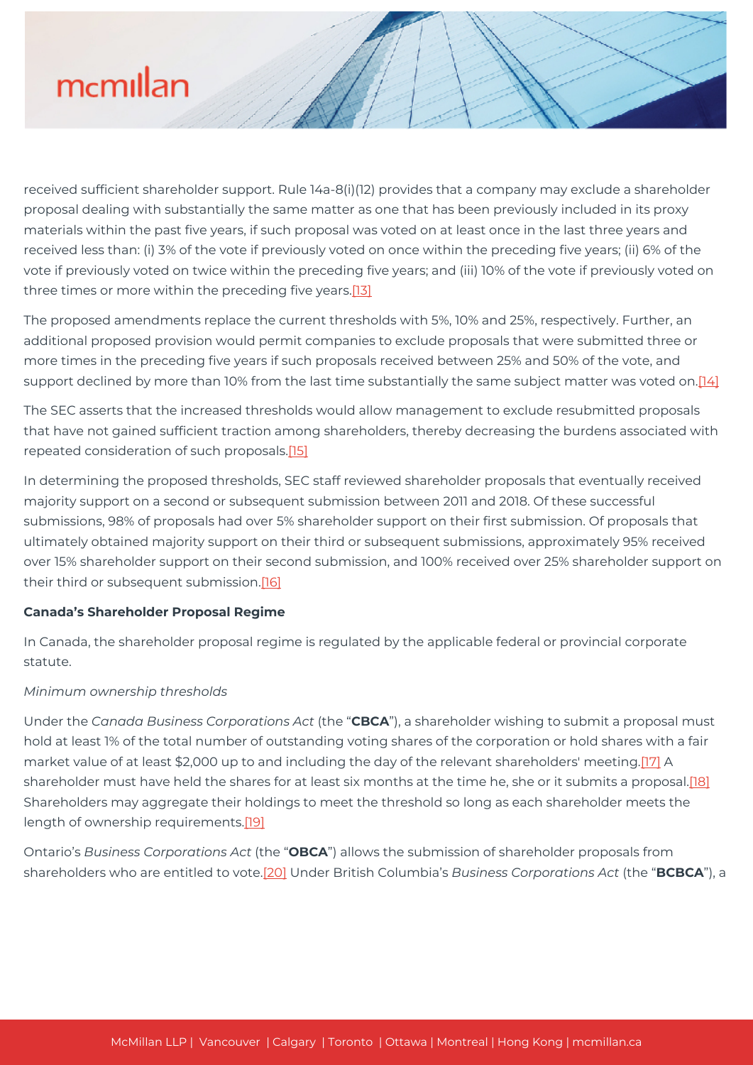received sufficient shareholder support. Rule 14a-8(i)(12) provides that a company may exclude a shareholder proposal dealing with substantially the same matter as one that has been previously included in its proxy materials within the past five years, if such proposal was voted on at least once in the last three years and received less than: (i) 3% of the vote if previously voted on once within the preceding five years; (ii) 6% of the vote if previously voted on twice within the preceding five years; and (iii) 10% of the vote if previously voted on three times or more within the preceding five years.[13]

The proposed amendments replace the current thresholds with 5%, 10% and 25%, respectively. Further, an additional proposed provision would permit companies to exclude proposals that were submitted three or more times in the preceding five years if such proposals received between 25% and 50% of the vote, and support declined by more than 10% from the last time substantially the same subject matter was voted on.[14]

The SEC asserts that the increased thresholds would allow management to exclude resubmitted proposals that have not gained sufficient traction among shareholders, thereby decreasing the burdens associated with repeated consideration of such proposals.[15]

In determining the proposed thresholds, SEC staff reviewed shareholder proposals that eventually received majority support on a second or subsequent submission between 2011 and 2018. Of these successful submissions, 98% of proposals had over 5% shareholder support on their first submission. Of proposals that ultimately obtained majority support on their third or subsequent submissions, approximately 95% received over 15% shareholder support on their second submission, and 100% received over 25% shareholder support on their third or subsequent submission.[16]

**Canada's Shareholder Proposal Regime**

In Canada, the shareholder proposal regime is regulated by the applicable federal or provincial corporate statute.

*Minimum ownership thresholds*

Under the *Canada Business Corporations Act* (the "**CBCA**"), a shareholder wishing to submit a proposal must hold at least 1% of the total number of outstanding voting shares of the corporation or hold shares with a fair market value of at least $2,000 up to and including the day of the relevant shareholders' meeting.[17] A shareholder must have held the shares for at least six months at the time he, she or it submits a proposal.[18] Shareholders may aggregate their holdings to meet the threshold so long as each shareholder meets the length of ownership requirements.[19]

Ontario's *Business Corporations Act* (the "**OBCA**") allows the submission of shareholder proposals from shareholders who are entitled to vote.[20] Under British Columbia's *Business Corporations Act* (the "**BCBCA**"), a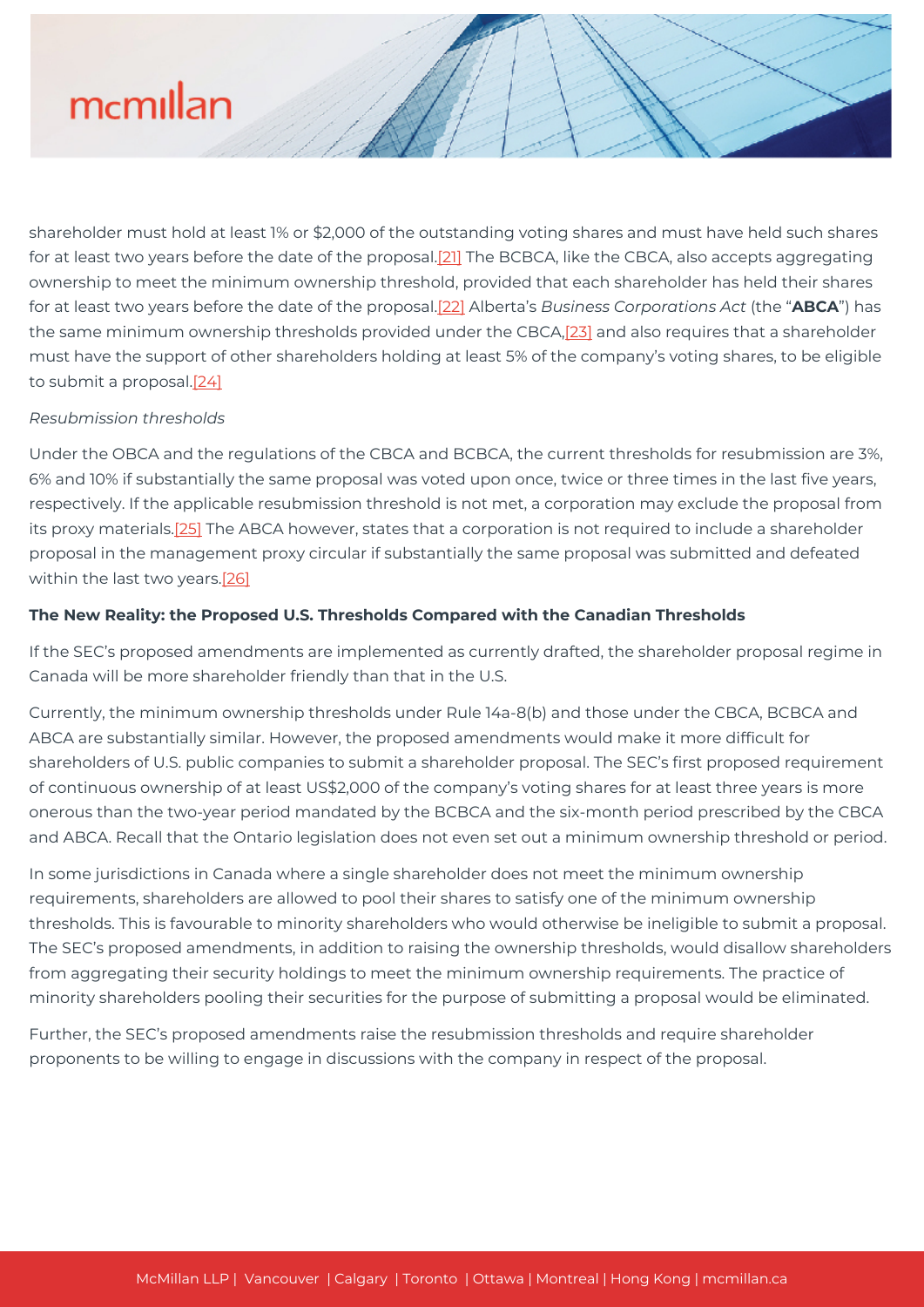shareholder must hold at least 1% or $2,000 of the outstanding voting shares and must have held such shares for at least two years before the date of the proposal.[21] The BCBCA, like the CBCA, also accepts aggregating ownership to meet the minimum ownership threshold, provided that each shareholder has held their shares for at least two years before the date of the proposal.[22] Alberta's *Business Corporations Act* (the "**ABCA**") has the same minimum ownership thresholds provided under the CBCA,[23] and also requires that a shareholder must have the support of other shareholders holding at least 5% of the company's voting shares, to be eligible to submit a proposal.[24]

*Resubmission thresholds*

Under the OBCA and the regulations of the CBCA and BCBCA, the current thresholds for resubmission are 3%, 6% and 10% if substantially the same proposal was voted upon once, twice or three times in the last five years, respectively. If the applicable resubmission threshold is not met, a corporation may exclude the proposal from its proxy materials.[25] The ABCA however, states that a corporation is not required to include a shareholder proposal in the management proxy circular if substantially the same proposal was submitted and defeated within the last two years.[26]

**The New Reality: the Proposed U.S. Thresholds Compared with the Canadian Thresholds**

If the SEC's proposed amendments are implemented as currently drafted, the shareholder proposal regime in Canada will be more shareholder friendly than that in the U.S.

Currently, the minimum ownership thresholds under Rule 14a-8(b) and those under the CBCA, BCBCA and ABCA are substantially similar. However, the proposed amendments would make it more difficult for shareholders of U.S. public companies to submit a shareholder proposal. The SEC's first proposed requirement of continuous ownership of at least US$2,000 of the company's voting shares for at least three years is more onerous than the two-year period mandated by the BCBCA and the six-month period prescribed by the CBCA and ABCA. Recall that the Ontario legislation does not even set out a minimum ownership threshold or period.

In some jurisdictions in Canada where a single shareholder does not meet the minimum ownership requirements, shareholders are allowed to pool their shares to satisfy one of the minimum ownership thresholds. This is favourable to minority shareholders who would otherwise be ineligible to submit a proposal. The SEC's proposed amendments, in addition to raising the ownership thresholds, would disallow shareholders from aggregating their security holdings to meet the minimum ownership requirements. The practice of minority shareholders pooling their securities for the purpose of submitting a proposal would be eliminated.

Further, the SEC's proposed amendments raise the resubmission thresholds and require shareholder proponents to be willing to engage in discussions with the company in respect of the proposal.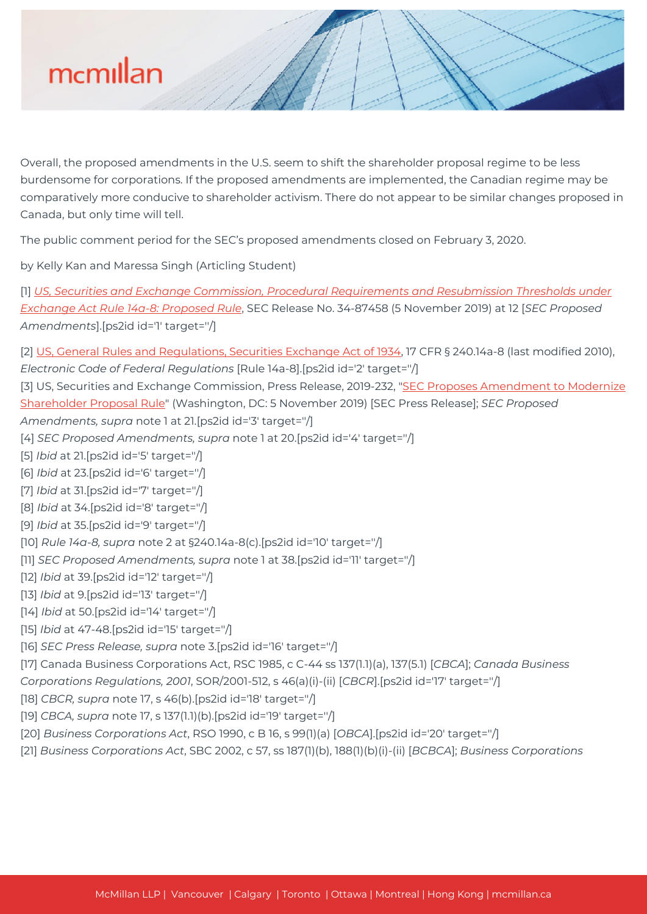Overall, the proposed amendments in the U.S. seem to shift the shareholder proposal regime to be less burdensome for corporations. If the proposed amendments are implemented, the Canadian regime may be comparatively more conducive to shareholder activism. There do not appear to be similar changes proposed in Canada, but only time will tell.

The public comment period for the SEC's proposed amendments closed on February 3, 2020.

by Kelly Kan and Maressa Singh (Articling Student)

[1] *US, Securities and Exchange Commission, Procedural Requirements and Resubmission Thresholds under Exchange Act Rule 14a-8: Proposed Rule*, SEC Release No. 34-87458 (5 November 2019) at 12 [*SEC Proposed Amendments*].[ps2id id='1' target=''/]

[2] US, General Rules and Regulations, Securities Exchange Act of 1934, 17 CFR § 240.14a-8 (last modified 2010), *Electronic Code of Federal Regulations* [Rule 14a-8].[ps2id id='2' target=''/]

[3] US, Securities and Exchange Commission, Press Release, 2019-232, "SEC Proposes Amendment to Modernize Shareholder Proposal Rule" (Washington, DC: 5 November 2019) [SEC Press Release]; *SEC Proposed Amendments, supra* note 1 at 21.[ps2id id='3' target=''/]

[4] *SEC Proposed Amendments, supra* note 1 at 20.[ps2id id='4' target=''/]

[5] *Ibid* at 21.[ps2id id='5' target=''/]

[6] *Ibid* at 23.[ps2id id='6' target=''/]

[7] *Ibid* at 31.[ps2id id='7' target=''/]

[8] *Ibid* at 34.[ps2id id='8' target=''/]

[9] *Ibid* at 35.[ps2id id='9' target=''/]

[10] *Rule 14a-8, supra* note 2 at §240.14a-8(c).[ps2id id='10' target=''/]

[11] *SEC Proposed Amendments, supra* note 1 at 38.[ps2id id='11' target=''/]

[12] *Ibid* at 39.[ps2id id='12' target=''/]

[13] *Ibid* at 9.[ps2id id='13' target=''/]

[14] *Ibid* at 50.[ps2id id='14' target=''/]

[15] *Ibid* at 47-48.[ps2id id='15' target=''/]

[16] *SEC Press Release, supra* note 3.[ps2id id='16' target=''/]

[17] Canada Business Corporations Act, RSC 1985, c C-44 ss 137(1.1)(a), 137(5.1) [*CBCA*]; *Canada Business Corporations Regulations, 2001*, SOR/2001-512, s 46(a)(i)-(ii) [*CBCR*].[ps2id id='17' target=''/]

[18] *CBCR, supra* note 17, s 46(b).[ps2id id='18' target=''/]

[19] *CBCA, supra* note 17, s 137(1.1)(b).[ps2id id='19' target=''/]

[20] *Business Corporations Act*, RSO 1990, c B 16, s 99(1)(a) [*OBCA*].[ps2id id='20' target=''/]

[21] *Business Corporations Act*, SBC 2002, c 57, ss 187(1)(b), 188(1)(b)(i)-(ii) [*BCBCA*]; *Business Corporations*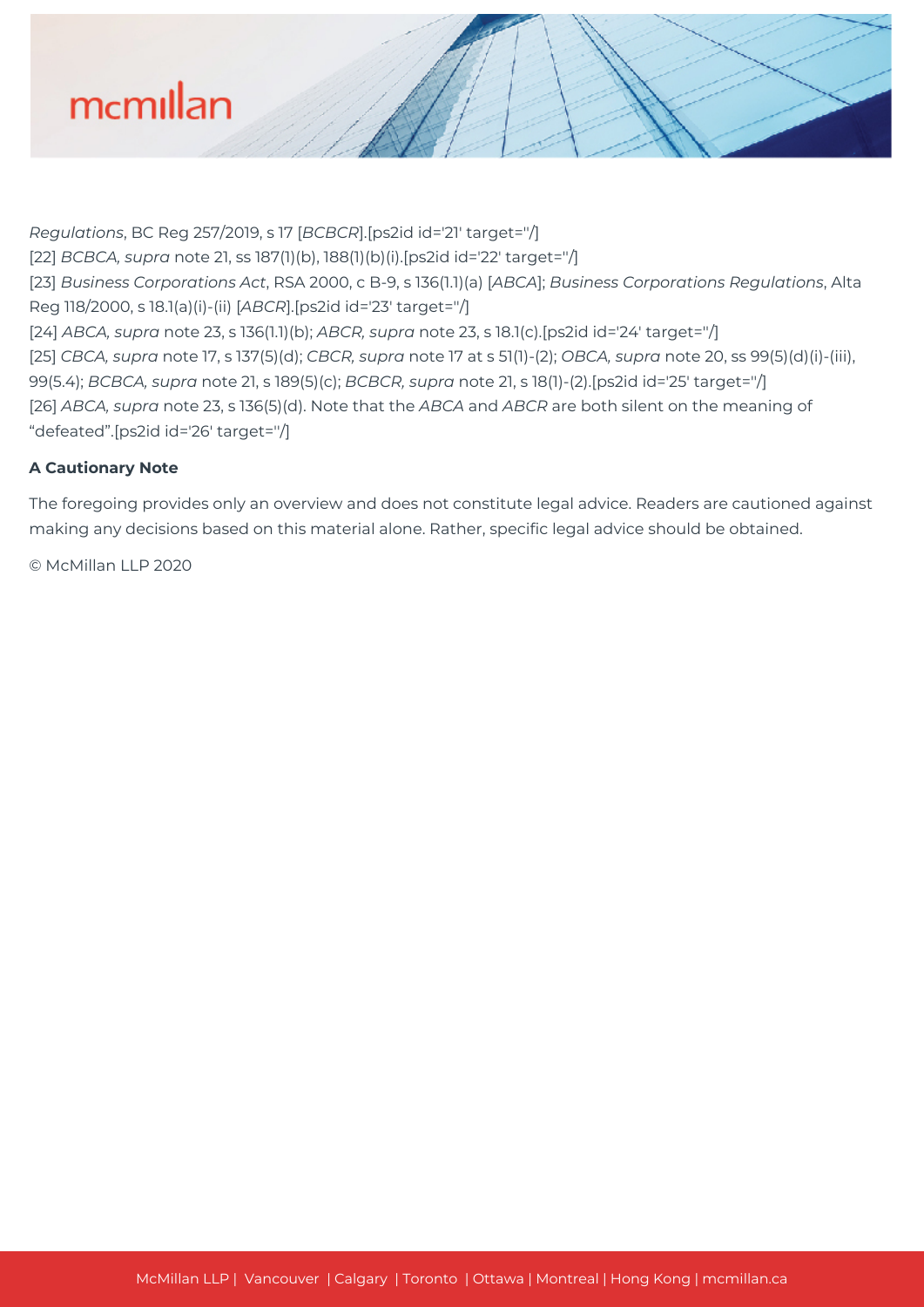*Regulations*, BC Reg 257/2019, s 17 [*BCBCR*].[ps2id id='21' target=''/]

[22] *BCBCA, supra* note 21, ss 187(1)(b), 188(1)(b)(i).[ps2id id='22' target=''/]

[23] *Business Corporations Act*, RSA 2000, c B-9, s 136(1.1)(a) [*ABCA*]; *Business Corporations Regulations*, Alta Reg 118/2000, s 18.1(a)(i)-(ii) [*ABCR*].[ps2id id='23' target=''/]

[24] *ABCA, supra* note 23, s 136(1.1)(b); *ABCR, supra* note 23, s 18.1(c).[ps2id id='24' target=''/]

[25] *CBCA, supra* note 17, s 137(5)(d); *CBCR, supra* note 17 at s 51(1)-(2); *OBCA, supra* note 20, ss 99(5)(d)(i)-(iii), 99(5.4); *BCBCA, supra* note 21, s 189(5)(c); *BCBCR, supra* note 21, s 18(1)-(2).[ps2id id='25' target=''/]

[26] *ABCA, supra* note 23, s 136(5)(d). Note that the *ABCA* and *ABCR* are both silent on the meaning of "defeated".[ps2id id='26' target=''/]

**A Cautionary Note**

The foregoing provides only an overview and does not constitute legal advice. Readers are cautioned against making any decisions based on this material alone. Rather, specific legal advice should be obtained.

© McMillan LLP 2020